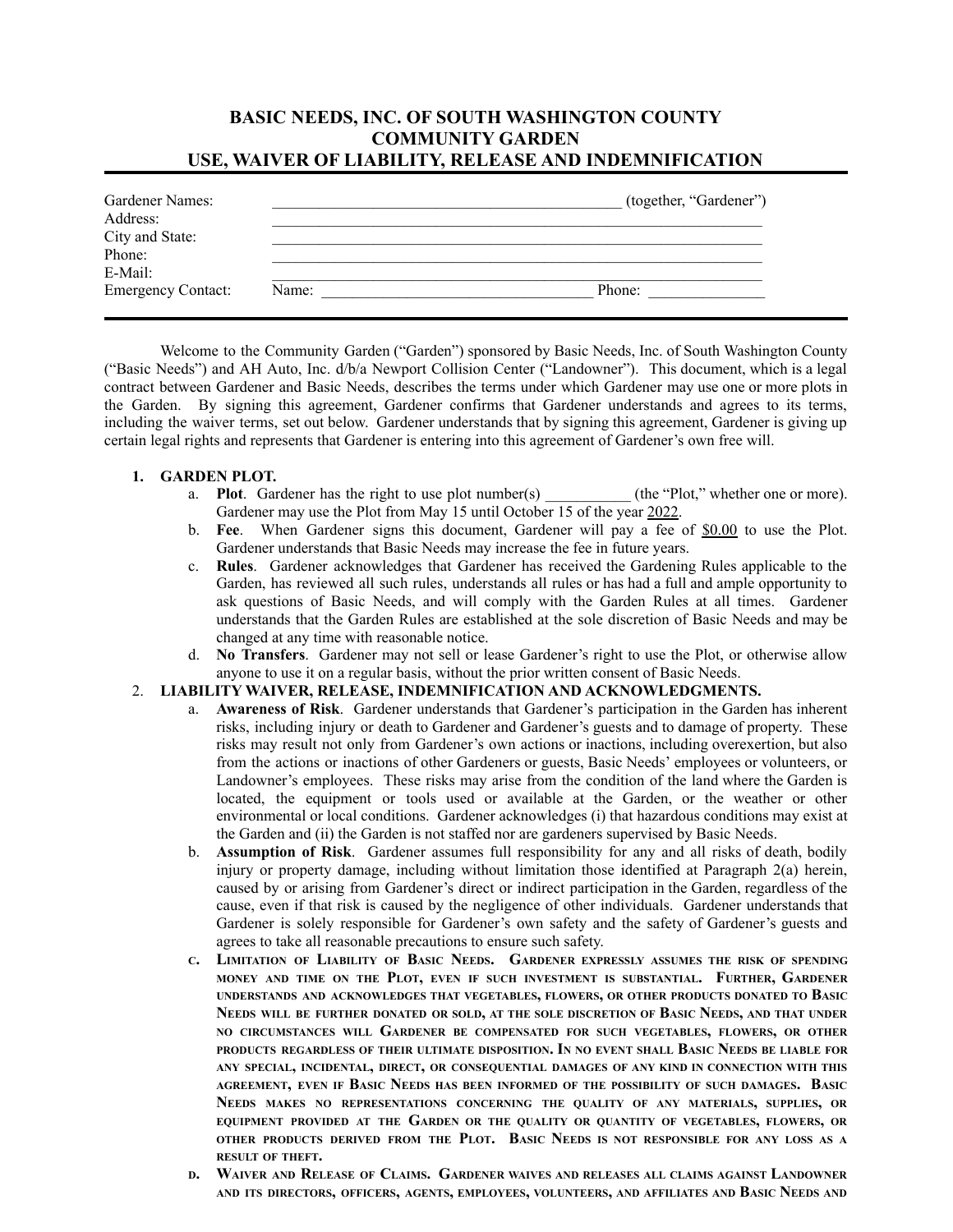# BASIC NEEDS, INC. OF SOUTH WASHINGTON COUNTY
# COMMUNITY GARDEN
# USE, WAIVER OF LIABILITY, RELEASE AND INDEMNIFICATION

| | |
|---|---|
| Gardener Names: | ______________________________________________ (together, "Gardener") |
| Address: | _________________________________________________________________ |
| City and State: | _________________________________________________________________ |
| Phone: | _________________________________________________________________ |
| E-Mail: | _________________________________________________________________ |
| Emergency Contact: | Name: ___________________________________ Phone: _______________ |

Welcome to the Community Garden ("Garden") sponsored by Basic Needs, Inc. of South Washington County ("Basic Needs") and AH Auto, Inc. d/b/a Newport Collision Center ("Landowner"). This document, which is a legal contract between Gardener and Basic Needs, describes the terms under which Gardener may use one or more plots in the Garden. By signing this agreement, Gardener confirms that Gardener understands and agrees to its terms, including the waiver terms, set out below. Gardener understands that by signing this agreement, Gardener is giving up certain legal rights and represents that Gardener is entering into this agreement of Gardener's own free will.

1. **GARDEN PLOT.**
   a. **Plot**. Gardener has the right to use plot number(s) ___________ (the "Plot," whether one or more). Gardener may use the Plot from May 15 until October 15 of the year 2022.
   b. **Fee**. When Gardener signs this document, Gardener will pay a fee of $0.00 to use the Plot. Gardener understands that Basic Needs may increase the fee in future years.
   c. **Rules**. Gardener acknowledges that Gardener has received the Gardening Rules applicable to the Garden, has reviewed all such rules, understands all rules or has had a full and ample opportunity to ask questions of Basic Needs, and will comply with the Garden Rules at all times. Gardener understands that the Garden Rules are established at the sole discretion of Basic Needs and may be changed at any time with reasonable notice.
   d. **No Transfers**. Gardener may not sell or lease Gardener's right to use the Plot, or otherwise allow anyone to use it on a regular basis, without the prior written consent of Basic Needs.

2. **LIABILITY WAIVER, RELEASE, INDEMNIFICATION AND ACKNOWLEDGMENTS.**
   a. **Awareness of Risk**. Gardener understands that Gardener's participation in the Garden has inherent risks, including injury or death to Gardener and Gardener's guests and to damage of property. These risks may result not only from Gardener's own actions or inactions, including overexertion, but also from the actions or inactions of other Gardeners or guests, Basic Needs' employees or volunteers, or Landowner's employees. These risks may arise from the condition of the land where the Garden is located, the equipment or tools used or available at the Garden, or the weather or other environmental or local conditions. Gardener acknowledges (i) that hazardous conditions may exist at the Garden and (ii) the Garden is not staffed nor are gardeners supervised by Basic Needs.
   b. **Assumption of Risk**. Gardener assumes full responsibility for any and all risks of death, bodily injury or property damage, including without limitation those identified at Paragraph 2(a) herein, caused by or arising from Gardener's direct or indirect participation in the Garden, regardless of the cause, even if that risk is caused by the negligence of other individuals. Gardener understands that Gardener is solely responsible for Gardener's own safety and the safety of Gardener's guests and agrees to take all reasonable precautions to ensure such safety.
   c. **LIMITATION OF LIABILITY OF BASIC NEEDS. GARDENER EXPRESSLY ASSUMES THE RISK OF SPENDING MONEY AND TIME ON THE PLOT, EVEN IF SUCH INVESTMENT IS SUBSTANTIAL. FURTHER, GARDENER UNDERSTANDS AND ACKNOWLEDGES THAT VEGETABLES, FLOWERS, OR OTHER PRODUCTS DONATED TO BASIC NEEDS WILL BE FURTHER DONATED OR SOLD, AT THE SOLE DISCRETION OF BASIC NEEDS, AND THAT UNDER NO CIRCUMSTANCES WILL GARDENER BE COMPENSATED FOR SUCH VEGETABLES, FLOWERS, OR OTHER PRODUCTS REGARDLESS OF THEIR ULTIMATE DISPOSITION. IN NO EVENT SHALL BASIC NEEDS BE LIABLE FOR ANY SPECIAL, INCIDENTAL, DIRECT, OR CONSEQUENTIAL DAMAGES OF ANY KIND IN CONNECTION WITH THIS AGREEMENT, EVEN IF BASIC NEEDS HAS BEEN INFORMED OF THE POSSIBILITY OF SUCH DAMAGES. BASIC NEEDS MAKES NO REPRESENTATIONS CONCERNING THE QUALITY OF ANY MATERIALS, SUPPLIES, OR EQUIPMENT PROVIDED AT THE GARDEN OR THE QUALITY OR QUANTITY OF VEGETABLES, FLOWERS, OR OTHER PRODUCTS DERIVED FROM THE PLOT. BASIC NEEDS IS NOT RESPONSIBLE FOR ANY LOSS AS A RESULT OF THEFT.**
   d. **WAIVER AND RELEASE OF CLAIMS. GARDENER WAIVES AND RELEASES ALL CLAIMS AGAINST LANDOWNER AND ITS DIRECTORS, OFFICERS, AGENTS, EMPLOYEES, VOLUNTEERS, AND AFFILIATES AND BASIC NEEDS AND**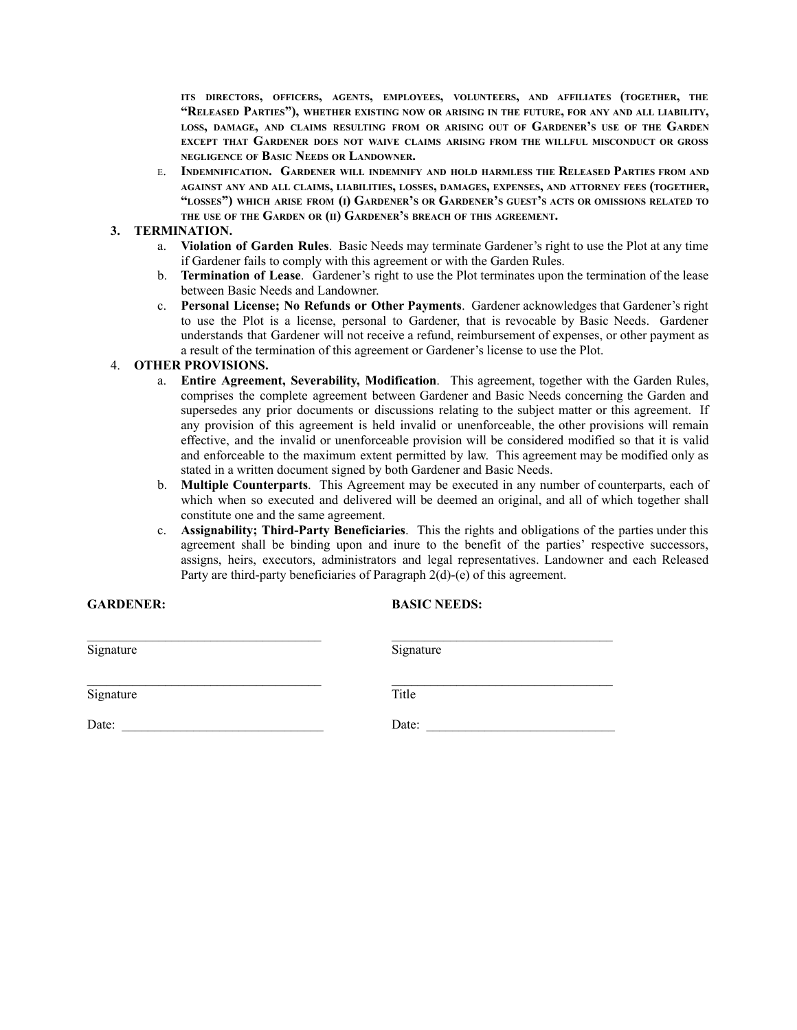its directors, officers, agents, employees, volunteers, and affiliates (together, the "Released Parties"), whether existing now or arising in the future, for any and all liability, loss, damage, and claims resulting from or arising out of Gardener's use of the Garden except that Gardener does not waive claims arising from the willful misconduct or gross negligence of Basic Needs or Landowner.

e. **Indemnification.** Gardener will indemnify and hold harmless the Released Parties from and against any and all claims, liabilities, losses, damages, expenses, and attorney fees (together, "losses") which arise from (i) Gardener's or Gardener's guest's acts or omissions related to the use of the Garden or (ii) Gardener's breach of this agreement.

3. **TERMINATION.**
   a. **Violation of Garden Rules**. Basic Needs may terminate Gardener's right to use the Plot at any time if Gardener fails to comply with this agreement or with the Garden Rules.
   b. **Termination of Lease**. Gardener's right to use the Plot terminates upon the termination of the lease between Basic Needs and Landowner.
   c. **Personal License; No Refunds or Other Payments**. Gardener acknowledges that Gardener's right to use the Plot is a license, personal to Gardener, that is revocable by Basic Needs. Gardener understands that Gardener will not receive a refund, reimbursement of expenses, or other payment as a result of the termination of this agreement or Gardener's license to use the Plot.

4. **OTHER PROVISIONS.**
   a. **Entire Agreement, Severability, Modification**. This agreement, together with the Garden Rules, comprises the complete agreement between Gardener and Basic Needs concerning the Garden and supersedes any prior documents or discussions relating to the subject matter or this agreement. If any provision of this agreement is held invalid or unenforceable, the other provisions will remain effective, and the invalid or unenforceable provision will be considered modified so that it is valid and enforceable to the maximum extent permitted by law. This agreement may be modified only as stated in a written document signed by both Gardener and Basic Needs.
   b. **Multiple Counterparts**. This Agreement may be executed in any number of counterparts, each of which when so executed and delivered will be deemed an original, and all of which together shall constitute one and the same agreement.
   c. **Assignability; Third-Party Beneficiaries**. This the rights and obligations of the parties under this agreement shall be binding upon and inure to the benefit of the parties' respective successors, assigns, heirs, executors, administrators and legal representatives. Landowner and each Released Party are third-party beneficiaries of Paragraph 2(d)-(e) of this agreement.

**GARDENER:**

___________________________________
Signature

___________________________________
Signature

Date: ______________________________

**BASIC NEEDS:**

___________________________________
Signature

___________________________________
Title

Date: ______________________________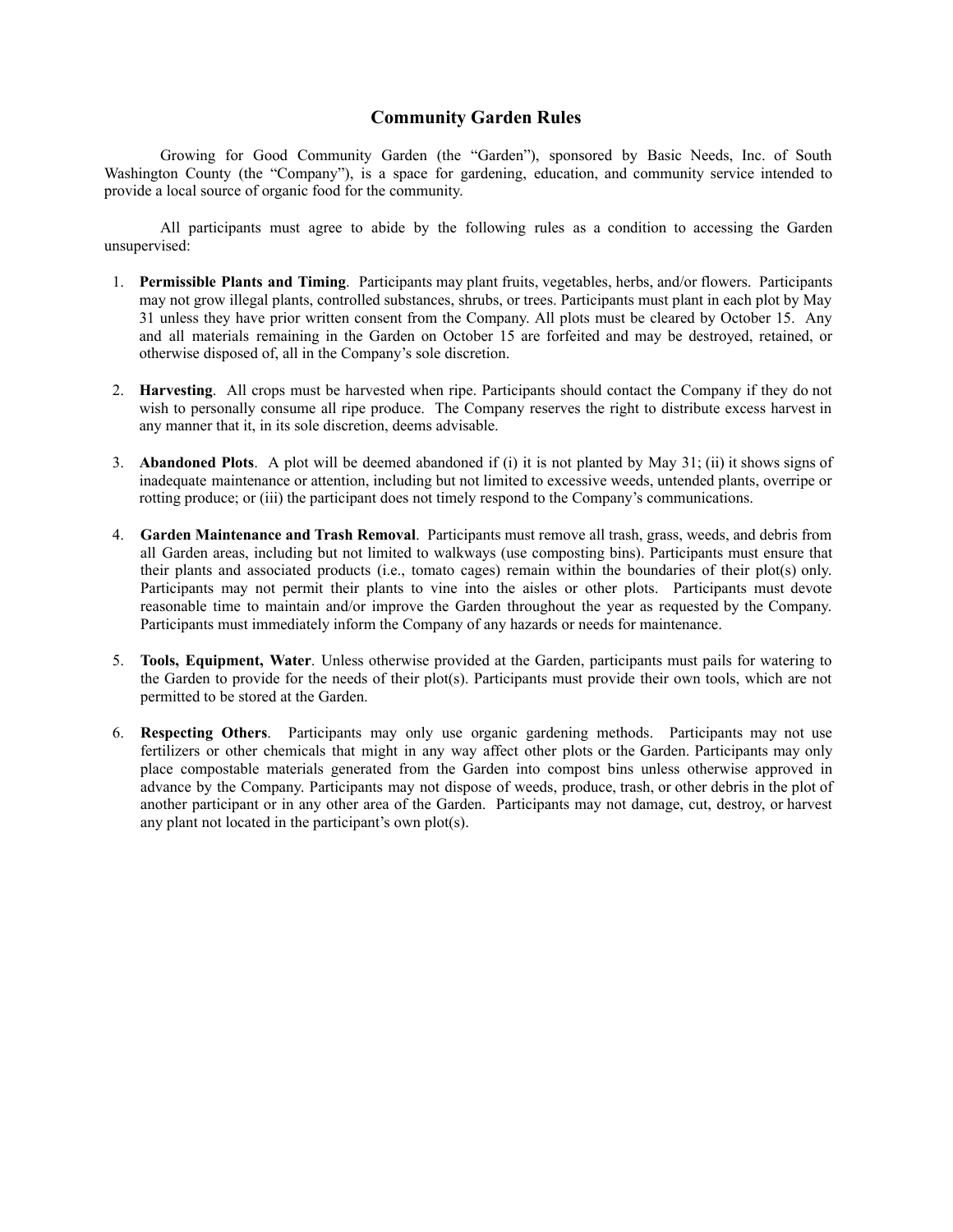# Community Garden Rules

Growing for Good Community Garden (the "Garden"), sponsored by Basic Needs, Inc. of South Washington County (the "Company"), is a space for gardening, education, and community service intended to provide a local source of organic food for the community.

All participants must agree to abide by the following rules as a condition to accessing the Garden unsupervised:

1. **Permissible Plants and Timing**. Participants may plant fruits, vegetables, herbs, and/or flowers. Participants may not grow illegal plants, controlled substances, shrubs, or trees. Participants must plant in each plot by May 31 unless they have prior written consent from the Company. All plots must be cleared by October 15. Any and all materials remaining in the Garden on October 15 are forfeited and may be destroyed, retained, or otherwise disposed of, all in the Company's sole discretion.

2. **Harvesting**. All crops must be harvested when ripe. Participants should contact the Company if they do not wish to personally consume all ripe produce. The Company reserves the right to distribute excess harvest in any manner that it, in its sole discretion, deems advisable.

3. **Abandoned Plots**. A plot will be deemed abandoned if (i) it is not planted by May 31; (ii) it shows signs of inadequate maintenance or attention, including but not limited to excessive weeds, untended plants, overripe or rotting produce; or (iii) the participant does not timely respond to the Company's communications.

4. **Garden Maintenance and Trash Removal**. Participants must remove all trash, grass, weeds, and debris from all Garden areas, including but not limited to walkways (use composting bins). Participants must ensure that their plants and associated products (i.e., tomato cages) remain within the boundaries of their plot(s) only. Participants may not permit their plants to vine into the aisles or other plots. Participants must devote reasonable time to maintain and/or improve the Garden throughout the year as requested by the Company. Participants must immediately inform the Company of any hazards or needs for maintenance.

5. **Tools, Equipment, Water**. Unless otherwise provided at the Garden, participants must pails for watering to the Garden to provide for the needs of their plot(s). Participants must provide their own tools, which are not permitted to be stored at the Garden.

6. **Respecting Others**. Participants may only use organic gardening methods. Participants may not use fertilizers or other chemicals that might in any way affect other plots or the Garden. Participants may only place compostable materials generated from the Garden into compost bins unless otherwise approved in advance by the Company. Participants may not dispose of weeds, produce, trash, or other debris in the plot of another participant or in any other area of the Garden. Participants may not damage, cut, destroy, or harvest any plant not located in the participant's own plot(s).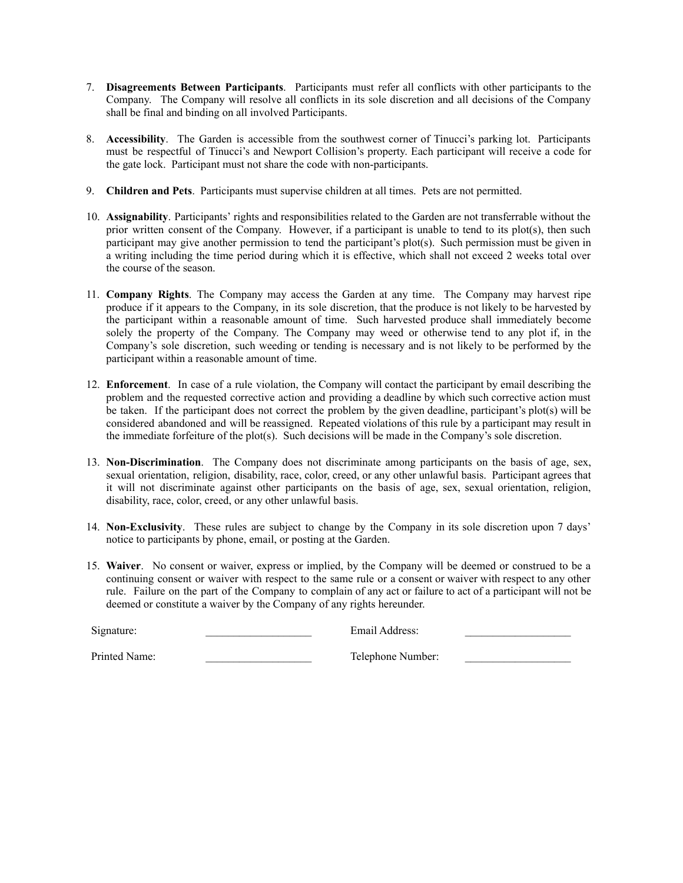7. **Disagreements Between Participants**. Participants must refer all conflicts with other participants to the Company. The Company will resolve all conflicts in its sole discretion and all decisions of the Company shall be final and binding on all involved Participants.

8. **Accessibility**. The Garden is accessible from the southwest corner of Tinucci's parking lot. Participants must be respectful of Tinucci's and Newport Collision's property. Each participant will receive a code for the gate lock. Participant must not share the code with non-participants.

9. **Children and Pets**. Participants must supervise children at all times. Pets are not permitted.

10. **Assignability**. Participants' rights and responsibilities related to the Garden are not transferrable without the prior written consent of the Company. However, if a participant is unable to tend to its plot(s), then such participant may give another permission to tend the participant's plot(s). Such permission must be given in a writing including the time period during which it is effective, which shall not exceed 2 weeks total over the course of the season.

11. **Company Rights**. The Company may access the Garden at any time. The Company may harvest ripe produce if it appears to the Company, in its sole discretion, that the produce is not likely to be harvested by the participant within a reasonable amount of time. Such harvested produce shall immediately become solely the property of the Company. The Company may weed or otherwise tend to any plot if, in the Company's sole discretion, such weeding or tending is necessary and is not likely to be performed by the participant within a reasonable amount of time.

12. **Enforcement**. In case of a rule violation, the Company will contact the participant by email describing the problem and the requested corrective action and providing a deadline by which such corrective action must be taken. If the participant does not correct the problem by the given deadline, participant's plot(s) will be considered abandoned and will be reassigned. Repeated violations of this rule by a participant may result in the immediate forfeiture of the plot(s). Such decisions will be made in the Company's sole discretion.

13. **Non-Discrimination**. The Company does not discriminate among participants on the basis of age, sex, sexual orientation, religion, disability, race, color, creed, or any other unlawful basis. Participant agrees that it will not discriminate against other participants on the basis of age, sex, sexual orientation, religion, disability, race, color, creed, or any other unlawful basis.

14. **Non-Exclusivity**. These rules are subject to change by the Company in its sole discretion upon 7 days' notice to participants by phone, email, or posting at the Garden.

15. **Waiver**. No consent or waiver, express or implied, by the Company will be deemed or construed to be a continuing consent or waiver with respect to the same rule or a consent or waiver with respect to any other rule. Failure on the part of the Company to complain of any act or failure to act of a participant will not be deemed or constitute a waiver by the Company of any rights hereunder.

| | | | |
|---|---|---|---|
| Signature: | ___________________ | Email Address: | ___________________ |
| Printed Name: | ___________________ | Telephone Number: | ___________________ |